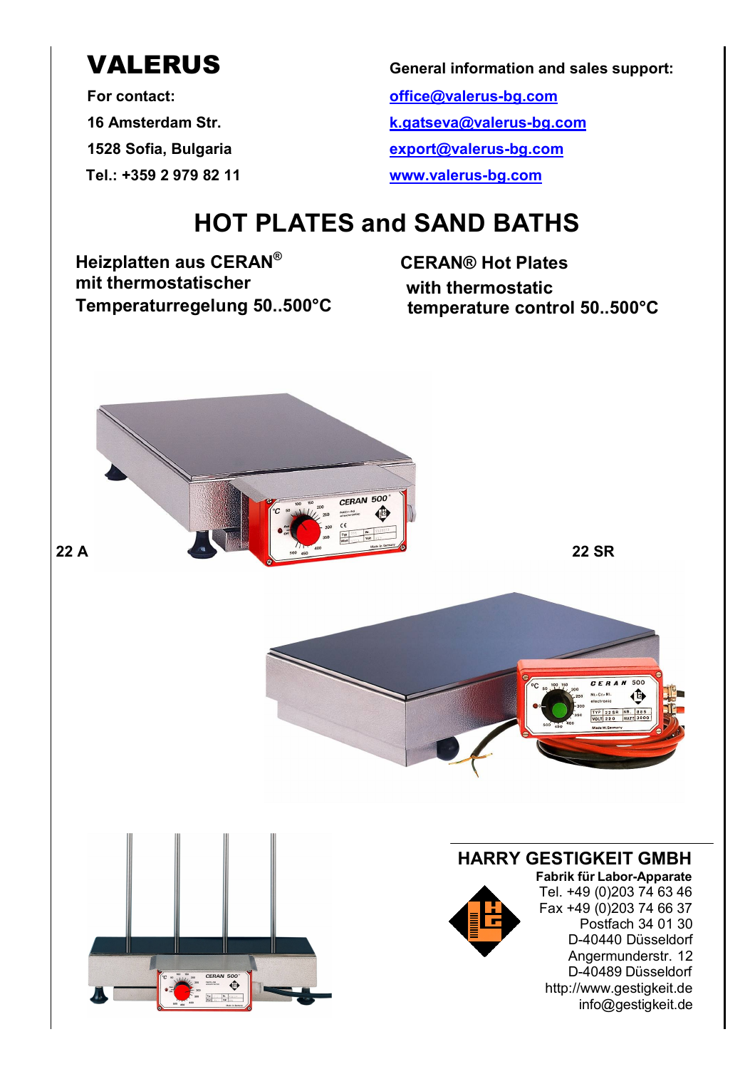# VALERUS

**For contact:**

**16 Amsterdam Str.**

**1528 Sofia, Bulgaria**

**Tel.: +359 2 979 82 11**

**General information and sales support:**

office@valerus-bg.com

k.gatseva@valerus-bg.com

export@valerus-bg.com

www.valerus-bg.com

# HOT PLATES and SAND BATHS

**Heizplatten aus CERAN® mit thermostatischer Temperaturregelung 50..500°C**

**CERAN® Hot Plates with thermostatic temperature control 50..500°C**

**22 A**

**22 SR**

## HARRY GESTIGKEIT GMBH

**Fabrik für Labor-Apparate**

Tel. +49 (0)203 74 63 46

Fax +49 (0)203 74 66 37

Postfach 34 01 30

D-40440 Düsseldorf

Angermunderstr. 12

D-40489 Düsseldorf

http://www.gestigkeit.de

info@gestigkeit.de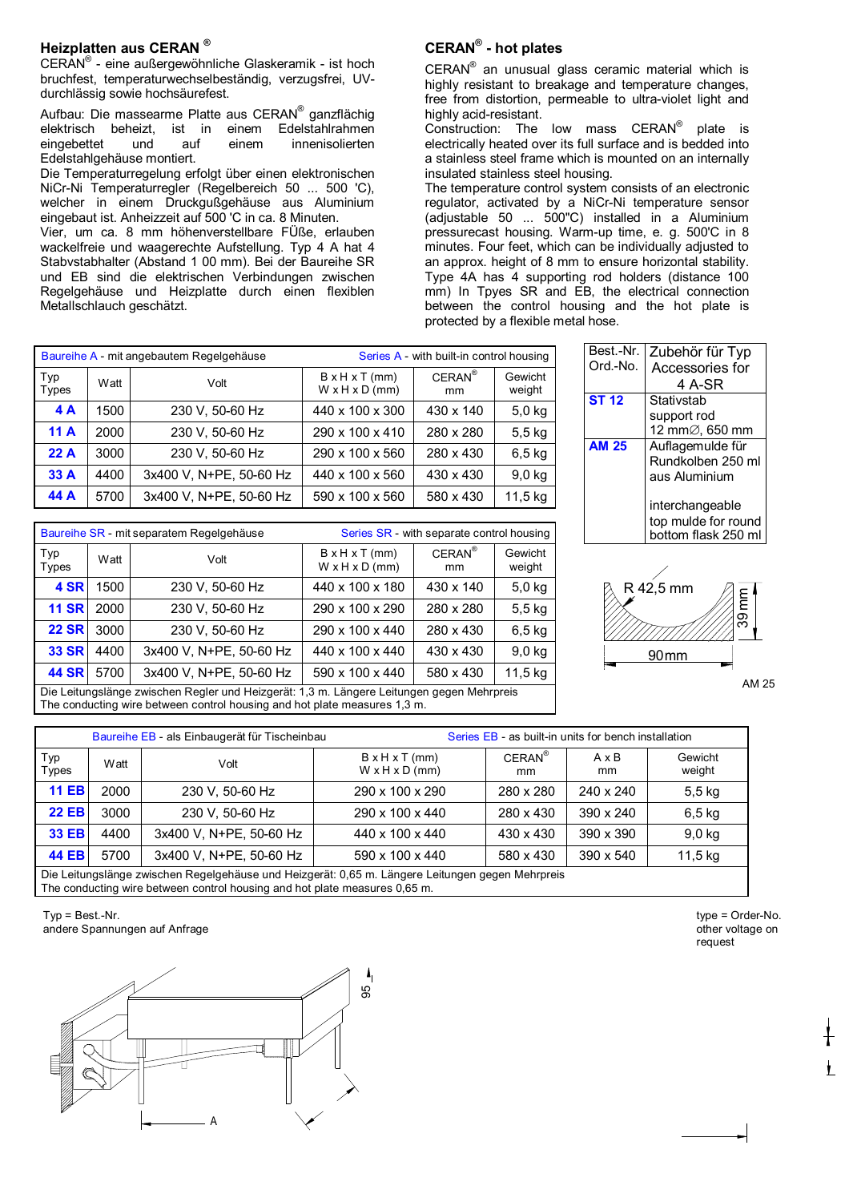## Heizplatten aus CERAN®

CERAN® - eine außergewöhnliche Glaskeramik - ist hoch bruchfest, temperaturwechselbeständig, verzugsfrei, UV-durchlässig sowie hochsäurefest.

Aufbau: Die massearme Platte aus CERAN® ganzflächig elektrisch beheizt, ist in einem Edelstahlrahmen eingebettet und auf einem innenisolierten Edelstahlgehäuse montiert.

Die Temperaturregelung erfolgt über einen elektronischen NiCr-Ni Temperaturregler (Regelbereich 50 ... 500 'C), welcher in einem Druckgußgehäuse aus Aluminium eingebaut ist. Anheizzeit auf 500 'C in ca. 8 Minuten.

Vier, um ca. 8 mm höhenverstellbare FÜße, erlauben wackelfreie und waagerechte Aufstellung. Typ 4 A hat 4 Stabvstabhalter (Abstand 1 00 mm). Bei der Baureihe SR und EB sind die elektrischen Verbindungen zwischen Regelgehäuse und Heizplatte durch einen flexiblen Metallschlauch geschätzt.

## CERAN® - hot plates

CERAN® an unusual glass ceramic material which is highly resistant to breakage and temperature changes, free from distortion, permeable to ultra-violet light and highly acid-resistant.

Construction: The low mass CERAN® plate is electrically heated over its full surface and is bedded into a stainless steel frame which is mounted on an internally insulated stainless steel housing.

The temperature control system consists of an electronic regulator, activated by a NiCr-Ni temperature sensor (adjustable 50 ... 500"C) installed in a Aluminium pressurecast housing. Warm-up time, e. g. 500'C in 8 minutes. Four feet, which can be individually adjusted to an approx. height of 8 mm to ensure horizontal stability. Type 4A has 4 supporting rod holders (distance 100 mm) In Tpyes SR and EB, the electrical connection between the control housing and the hot plate is protected by a flexible metal hose.

| Baureihe A - mit angebautem Regelgehäuse | | Series A - with built-in control housing | | | |
|---|---|---|---|---|---|
| Typ Types | Watt | Volt | B x H x T (mm) W x H x D (mm) | CERAN® mm | Gewicht weight |
| **4 A** | 1500 | 230 V, 50-60 Hz | 440 x 100 x 300 | 430 x 140 | 5,0 kg |
| **11 A** | 2000 | 230 V, 50-60 Hz | 290 x 100 x 410 | 280 x 280 | 5,5 kg |
| **22 A** | 3000 | 230 V, 50-60 Hz | 290 x 100 x 560 | 280 x 430 | 6,5 kg |
| **33 A** | 4400 | 3x400 V, N+PE, 50-60 Hz | 440 x 100 x 560 | 430 x 430 | 9,0 kg |
| **44 A** | 5700 | 3x400 V, N+PE, 50-60 Hz | 590 x 100 x 560 | 580 x 430 | 11,5 kg |

| Best.-Nr. Ord.-No. | Zubehör für Typ Accessories for 4 A-SR |
|---|---|
| **ST 12** | Stativstab support rod 12 mm∅, 650 mm |
| **AM 25** | Auflagemulde für Rundkolben 250 ml aus Aluminium<br><br>interchangeable top mulde for round bottom flask 250 ml |

R 42,5 mm — 39 mm — 90mm

AM 25

| Baureihe SR - mit separatem Regelgehäuse | | Series SR - with separate control housing | | | |
|---|---|---|---|---|---|
| Typ Types | Watt | Volt | B x H x T (mm) W x H x D (mm) | CERAN® mm | Gewicht weight |
| **4 SR** | 1500 | 230 V, 50-60 Hz | 440 x 100 x 180 | 430 x 140 | 5,0 kg |
| **11 SR** | 2000 | 230 V, 50-60 Hz | 290 x 100 x 290 | 280 x 280 | 5,5 kg |
| **22 SR** | 3000 | 230 V, 50-60 Hz | 290 x 100 x 440 | 280 x 430 | 6,5 kg |
| **33 SR** | 4400 | 3x400 V, N+PE, 50-60 Hz | 440 x 100 x 440 | 430 x 430 | 9,0 kg |
| **44 SR** | 5700 | 3x400 V, N+PE, 50-60 Hz | 590 x 100 x 440 | 580 x 430 | 11,5 kg |

Die Leitungslänge zwischen Regler und Heizgerät: 1,3 m. Längere Leitungen gegen Mehrpreis
The conducting wire between control housing and hot plate measures 1,3 m.

| Baureihe EB - als Einbaugerät für Tischeinbau | | | Series EB - as built-in units for bench installation | | | |
|---|---|---|---|---|---|---|
| Typ Types | Watt | Volt | B x H x T (mm) W x H x D (mm) | CERAN® mm | A x B mm | Gewicht weight |
| **11 EB** | 2000 | 230 V, 50-60 Hz | 290 x 100 x 290 | 280 x 280 | 240 x 240 | 5,5 kg |
| **22 EB** | 3000 | 230 V, 50-60 Hz | 290 x 100 x 440 | 280 x 430 | 390 x 240 | 6,5 kg |
| **33 EB** | 4400 | 3x400 V, N+PE, 50-60 Hz | 440 x 100 x 440 | 430 x 430 | 390 x 390 | 9,0 kg |
| **44 EB** | 5700 | 3x400 V, N+PE, 50-60 Hz | 590 x 100 x 440 | 580 x 430 | 390 x 540 | 11,5 kg |

Die Leitungslänge zwischen Regelgehäuse und Heizgerät: 0,65 m. Längere Leitungen gegen Mehrpreis
The conducting wire between control housing and hot plate measures 0,65 m.

Typ = Best.-Nr.
andere Spannungen auf Anfrage

type = Order-No.
other voltage on request

95

A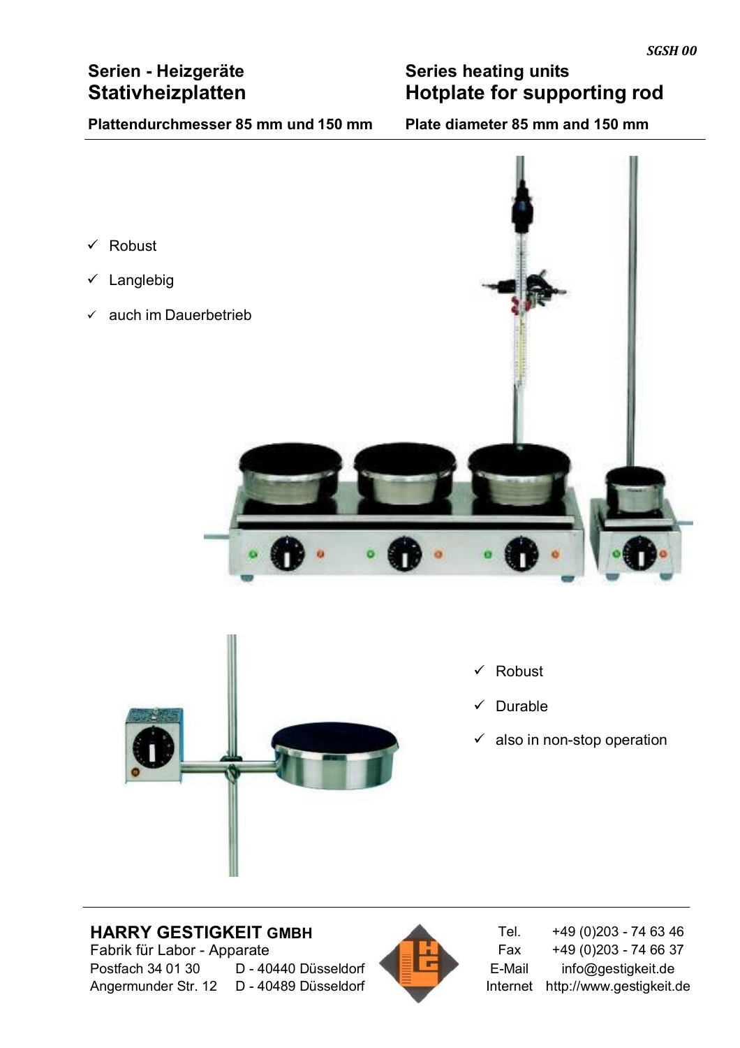SGSH 00

## Serien - Heizgeräte
# Stativheizplatten

**Plattendurchmesser 85 mm und 150 mm**

## Series heating units
# Hotplate for supporting rod

**Plate diameter 85 mm and 150 mm**

- ✓ Robust
- ✓ Langlebig
- ✓ auch im Dauerbetrieb

- ✓ Robust
- ✓ Durable
- ✓ also in non-stop operation

**HARRY GESTIGKEIT GMBH**
Fabrik für Labor - Apparate
Postfach 34 01 30 D - 40440 Düsseldorf
Angermunder Str. 12 D - 40489 Düsseldorf

| | |
|---|---|
| Tel. | +49 (0)203 - 74 63 46 |
| Fax | +49 (0)203 - 74 66 37 |
| E-Mail | info@gestigkeit.de |
| Internet | http://www.gestigkeit.de |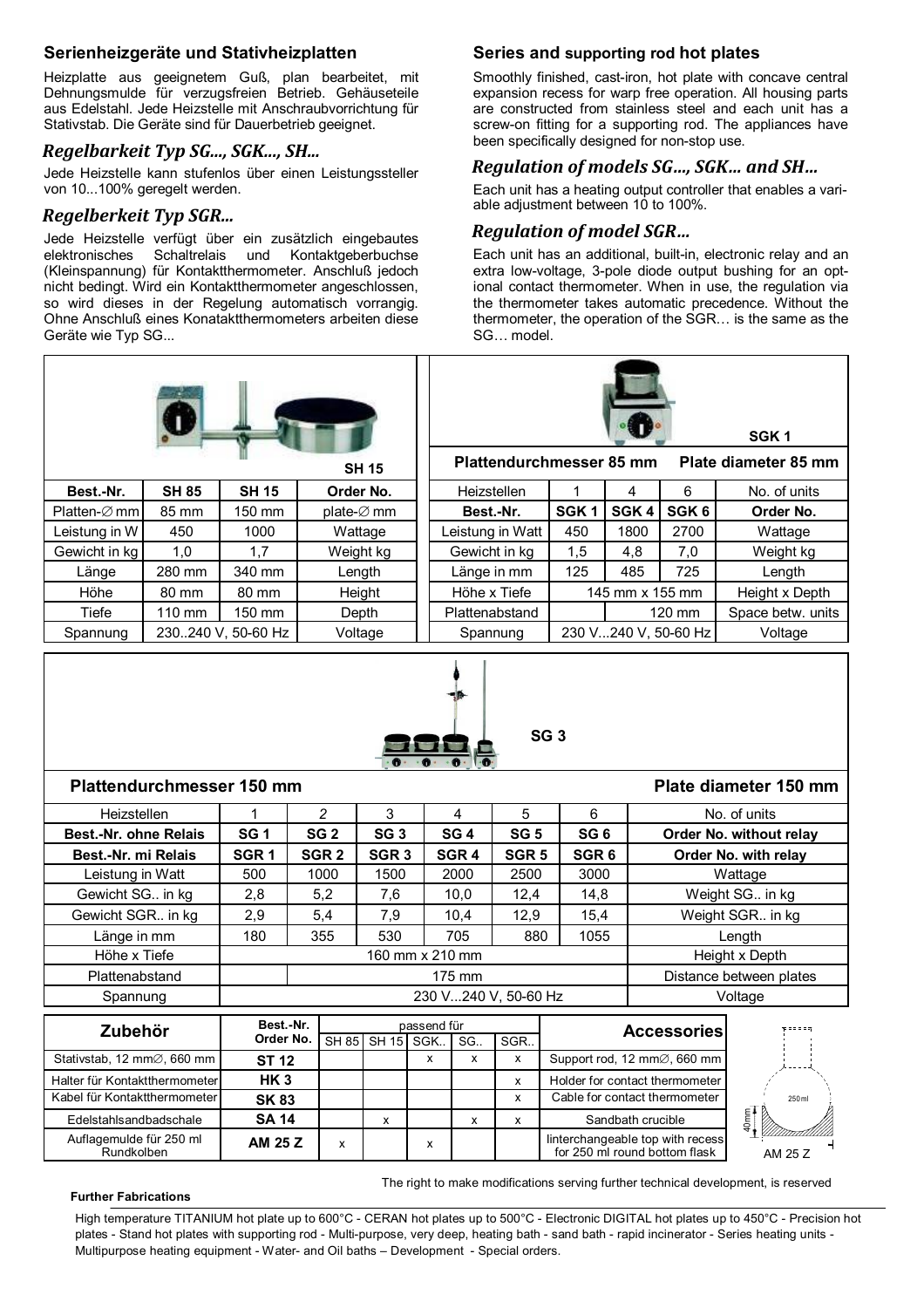## Serienheizgeräte und Stativheizplatten

Heizplatte aus geeignetem Guß, plan bearbeitet, mit Dehnungsmulde für verzugsfreien Betrieb. Gehäuseteile aus Edelstahl. Jede Heizstelle mit Anschraubvorrichtung für Stativstab. Die Geräte sind für Dauerbetrieb geeignet.

### *Regelbarkeit Typ SG..., SGK..., SH...*

Jede Heizstelle kann stufenlos über einen Leistungssteller von 10...100% geregelt werden.

### *Regelberkeit Typ SGR...*

Jede Heizstelle verfügt über ein zusätzlich eingebautes elektronisches Schaltrelais und Kontaktgeberbuchse (Kleinspannung) für Kontaktthermometer. Anschluß jedoch nicht bedingt. Wird ein Kontaktthermometer angeschlossen, so wird dieses in der Regelung automatisch vorrangig. Ohne Anschluß eines Konataktthermometers arbeiten diese Geräte wie Typ SG...

## Series and supporting rod hot plates

Smoothly finished, cast-iron, hot plate with concave central expansion recess for warp free operation. All housing parts are constructed from stainless steel and each unit has a screw-on fitting for a supporting rod. The appliances have been specifically designed for non-stop use.

### *Regulation of models SG…, SGK… and SH…*

Each unit has a heating output controller that enables a variable adjustment between 10 to 100%.

### *Regulation of model SGR…*

Each unit has an additional, built-in, electronic relay and an extra low-voltage, 3-pole diode output bushing for an optional contact thermometer. When in use, the regulation via the thermometer takes automatic precedence. Without the thermometer, the operation of the SGR… is the same as the SG… model.

SH 15

| Best.-Nr. | SH 85 | SH 15 | Order No. |
|---|---|---|---|
| Platten-∅ mm | 85 mm | 150 mm | plate-∅ mm |
| Leistung in W | 450 | 1000 | Wattage |
| Gewicht in kg | 1,0 | 1,7 | Weight kg |
| Länge | 280 mm | 340 mm | Length |
| Höhe | 80 mm | 80 mm | Height |
| Tiefe | 110 mm | 150 mm | Depth |
| Spannung | 230..240 V, 50-60 Hz | | Voltage |

SGK 1

**Plattendurchmesser 85 mm — Plate diameter 85 mm**

| Heizstellen | 1 | 4 | 6 | No. of units |
|---|---|---|---|---|
| **Best.-Nr.** | **SGK 1** | **SGK 4** | **SGK 6** | **Order No.** |
| Leistung in Watt | 450 | 1800 | 2700 | Wattage |
| Gewicht in kg | 1,5 | 4,8 | 7,0 | Weight kg |
| Länge in mm | 125 | 485 | 725 | Length |
| Höhe x Tiefe | 145 mm x 155 mm | | | Height x Depth |
| Plattenabstand | | 120 mm | | Space betw. units |
| Spannung | 230 V...240 V, 50-60 Hz | | | Voltage |

SG 3

**Plattendurchmesser 150 mm — Plate diameter 150 mm**

| Heizstellen | 1 | 2 | 3 | 4 | 5 | 6 | No. of units |
|---|---|---|---|---|---|---|---|
| **Best.-Nr. ohne Relais** | **SG 1** | **SG 2** | **SG 3** | **SG 4** | **SG 5** | **SG 6** | **Order No. without relay** |
| **Best.-Nr. mi Relais** | **SGR 1** | **SGR 2** | **SGR 3** | **SGR 4** | **SGR 5** | **SGR 6** | **Order No. with relay** |
| Leistung in Watt | 500 | 1000 | 1500 | 2000 | 2500 | 3000 | Wattage |
| Gewicht SG.. in kg | 2,8 | 5,2 | 7,6 | 10,0 | 12,4 | 14,8 | Weight SG.. in kg |
| Gewicht SGR.. in kg | 2,9 | 5,4 | 7,9 | 10,4 | 12,9 | 15,4 | Weight SGR.. in kg |
| Länge in mm | 180 | 355 | 530 | 705 | 880 | 1055 | Length |
| Höhe x Tiefe | 160 mm x 210 mm | | | | | | Height x Depth |
| Plattenabstand | | 175 mm | | | | | Distance between plates |
| Spannung | 230 V...240 V, 50-60 Hz | | | | | | Voltage |

| Zubehör | Best.-Nr. Order No. | passend für SH 85 | SH 15 | SGK.. | SG.. | SGR.. | Accessories |
|---|---|---|---|---|---|---|---|
| Stativstab, 12 mm∅, 660 mm | **ST 12** | | | x | x | x | Support rod, 12 mm∅, 660 mm |
| Halter für Kontaktthermometer | **HK 3** | | | | | x | Holder for contact thermometer |
| Kabel für Kontaktthermometer | **SK 83** | | | | | x | Cable for contact thermometer |
| Edelstahlsandbadschale | **SA 14** | | x | | x | x | Sandbath crucible |
| Auflagemulde für 250 ml Rundkolben | **AM 25 Z** | x | | x | | | Iinterchangeable top with recess for 250 ml round bottom flask |

250 ml — 40 mm — AM 25 Z

The right to make modifications serving further technical development, is reserved

**Further Fabrications**

High temperature TITANIUM hot plate up to 600°C - CERAN hot plates up to 500°C - Electronic DIGITAL hot plates up to 450°C - Precision hot plates - Stand hot plates with supporting rod - Multi-purpose, very deep, heating bath - sand bath - rapid incinerator - Series heating units - Multipurpose heating equipment - Water- and Oil baths – Development - Special orders.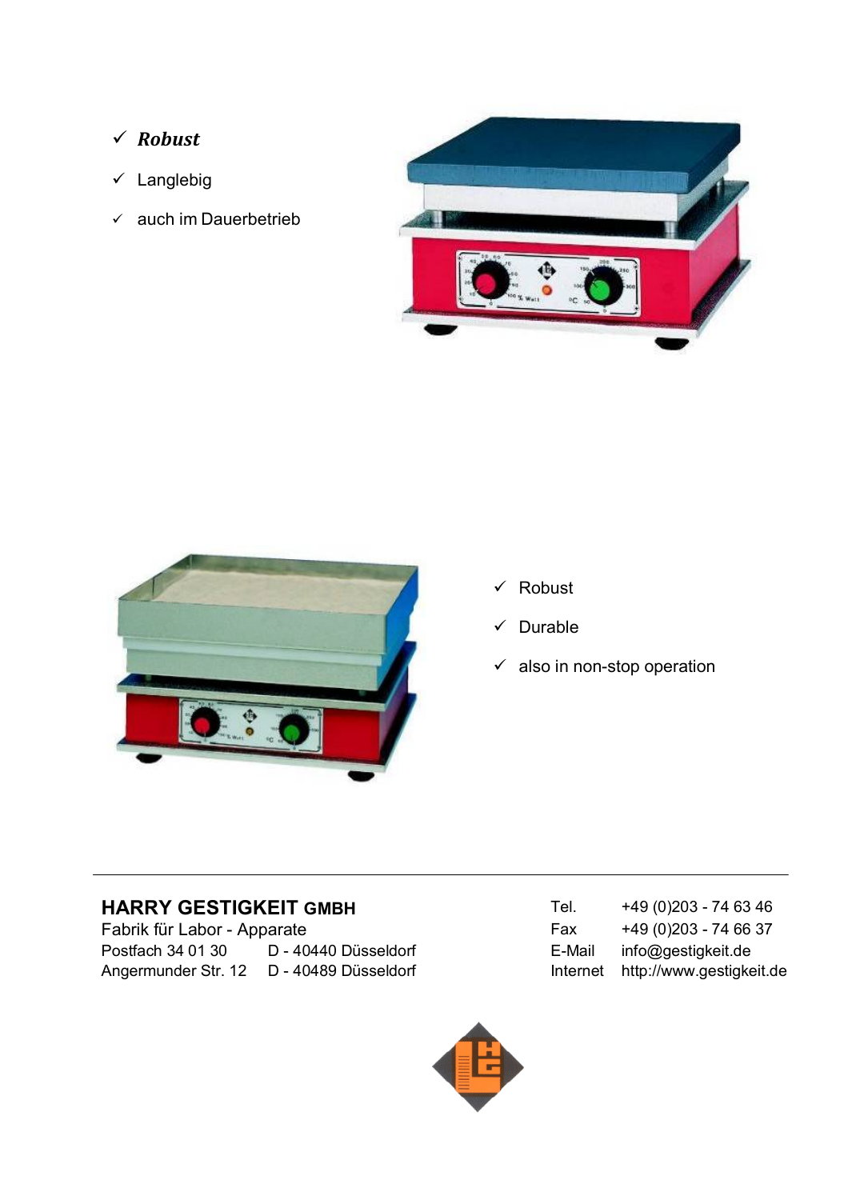- ✓ ***Robust***
- ✓ Langlebig
- ✓ auch im Dauerbetrieb

- ✓ Robust
- ✓ Durable
- ✓ also in non-stop operation

---

**HARRY GESTIGKEIT GMBH**
Fabrik für Labor - Apparate
Postfach 34 01 30 D - 40440 Düsseldorf
Angermunder Str. 12 D - 40489 Düsseldorf

| | |
|---|---|
| Tel. | +49 (0)203 - 74 63 46 |
| Fax | +49 (0)203 - 74 66 37 |
| E-Mail | info@gestigkeit.de |
| Internet | http://www.gestigkeit.de |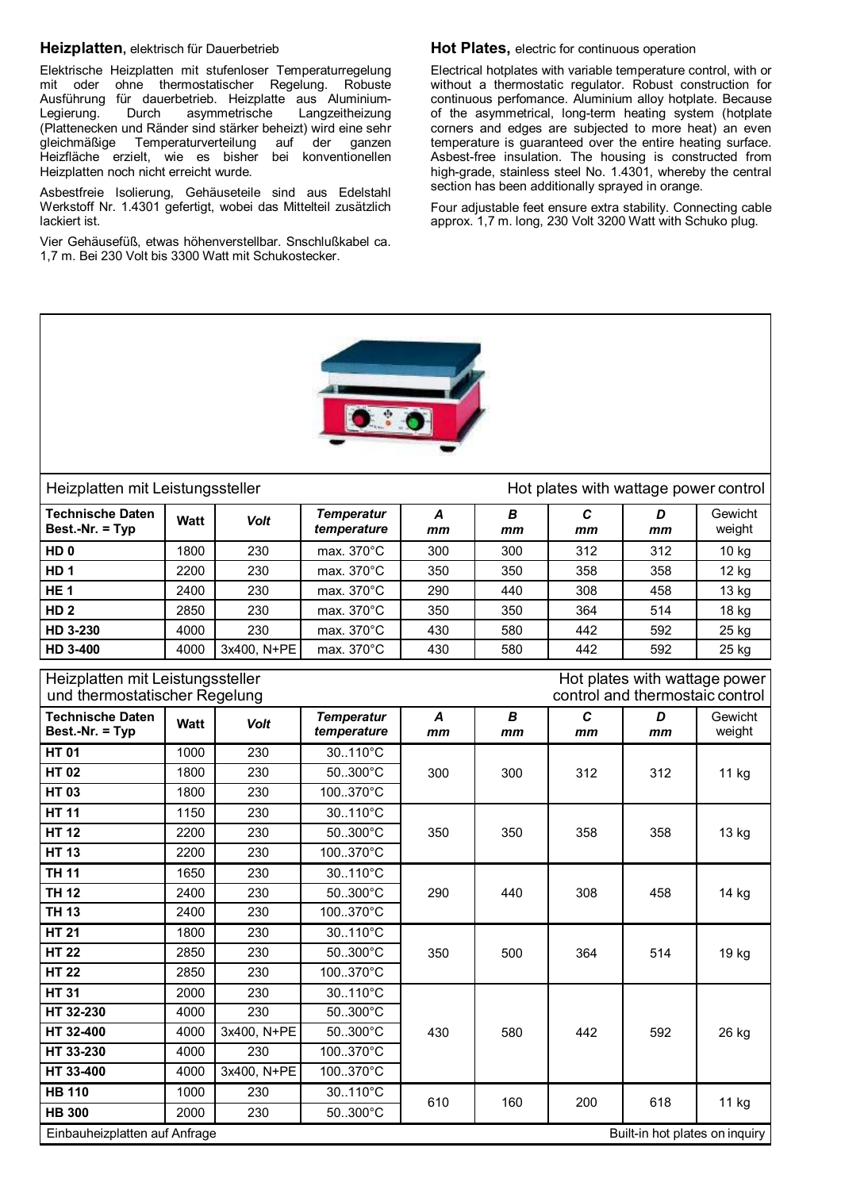**Heizplatten,** elektrisch für Dauerbetrieb

Elektrische Heizplatten mit stufenloser Temperaturregelung mit oder ohne thermostatischer Regelung. Robuste Ausführung für dauerbetrieb. Heizplatte aus Aluminium-Legierung. Durch asymmetrische Langzeitheizung (Plattenecken und Ränder sind stärker beheizt) wird eine sehr gleichmäßige Temperaturverteilung auf der ganzen Heizfläche erzielt, wie es bisher bei konventionellen Heizplatten noch nicht erreicht wurde.

Asbestfreie Isolierung, Gehäuseteile sind aus Edelstahl Werkstoff Nr. 1.4301 gefertigt, wobei das Mittelteil zusätzlich lackiert ist.

Vier Gehäusefüß, etwas höhenverstellbar. Snschlußkabel ca. 1,7 m. Bei 230 Volt bis 3300 Watt mit Schukostecker.

**Hot Plates,** electric for continuous operation

Electrical hotplates with variable temperature control, with or without a thermostatic regulator. Robust construction for continuous perfomance. Aluminium alloy hotplate. Because of the asymmetrical, long-term heating system (hotplate corners and edges are subjected to more heat) an even temperature is guaranteed over the entire heating surface. Asbest-free insulation. The housing is constructed from high-grade, stainless steel No. 1.4301, whereby the central section has been additionally sprayed in orange.

Four adjustable feet ensure extra stability. Connecting cable approx. 1,7 m. long, 230 Volt 3200 Watt with Schuko plug.

Heizplatten mit Leistungssteller — Hot plates with wattage power control

| Technische Daten Best.-Nr. = Typ | Watt | *Volt* | *Temperatur temperature* | *A mm* | *B mm* | *C mm* | *D mm* | Gewicht weight |
|---|---|---|---|---|---|---|---|---|
| **HD 0** | 1800 | 230 | max. 370°C | 300 | 300 | 312 | 312 | 10 kg |
| **HD 1** | 2200 | 230 | max. 370°C | 350 | 350 | 358 | 358 | 12 kg |
| **HE 1** | 2400 | 230 | max. 370°C | 290 | 440 | 308 | 458 | 13 kg |
| **HD 2** | 2850 | 230 | max. 370°C | 350 | 350 | 364 | 514 | 18 kg |
| **HD 3-230** | 4000 | 230 | max. 370°C | 430 | 580 | 442 | 592 | 25 kg |
| **HD 3-400** | 4000 | 3x400, N+PE | max. 370°C | 430 | 580 | 442 | 592 | 25 kg |

Heizplatten mit Leistungssteller und thermostatischer Regelung — Hot plates with wattage power control and thermostaic control

| Technische Daten Best.-Nr. = Typ | Watt | *Volt* | *Temperatur temperature* | *A mm* | *B mm* | *C mm* | *D mm* | Gewicht weight |
|---|---|---|---|---|---|---|---|---|
| **HT 01** | 1000 | 230 | 30..110°C | 300 | 300 | 312 | 312 | 11 kg |
| **HT 02** | 1800 | 230 | 50..300°C | | | | | |
| **HT 03** | 1800 | 230 | 100..370°C | | | | | |
| **HT 11** | 1150 | 230 | 30..110°C | 350 | 350 | 358 | 358 | 13 kg |
| **HT 12** | 2200 | 230 | 50..300°C | | | | | |
| **HT 13** | 2200 | 230 | 100..370°C | | | | | |
| **TH 11** | 1650 | 230 | 30..110°C | 290 | 440 | 308 | 458 | 14 kg |
| **TH 12** | 2400 | 230 | 50..300°C | | | | | |
| **TH 13** | 2400 | 230 | 100..370°C | | | | | |
| **HT 21** | 1800 | 230 | 30..110°C | 350 | 500 | 364 | 514 | 19 kg |
| **HT 22** | 2850 | 230 | 50..300°C | | | | | |
| **HT 22** | 2850 | 230 | 100..370°C | | | | | |
| **HT 31** | 2000 | 230 | 30..110°C | 430 | 580 | 442 | 592 | 26 kg |
| **HT 32-230** | 4000 | 230 | 50..300°C | | | | | |
| **HT 32-400** | 4000 | 3x400, N+PE | 50..300°C | | | | | |
| **HT 33-230** | 4000 | 230 | 100..370°C | | | | | |
| **HT 33-400** | 4000 | 3x400, N+PE | 100..370°C | | | | | |
| **HB 110** | 1000 | 230 | 30..110°C | 610 | 160 | 200 | 618 | 11 kg |
| **HB 300** | 2000 | 230 | 50..300°C | | | | | |

Einbauheizplatten auf Anfrage — Built-in hot plates on inquiry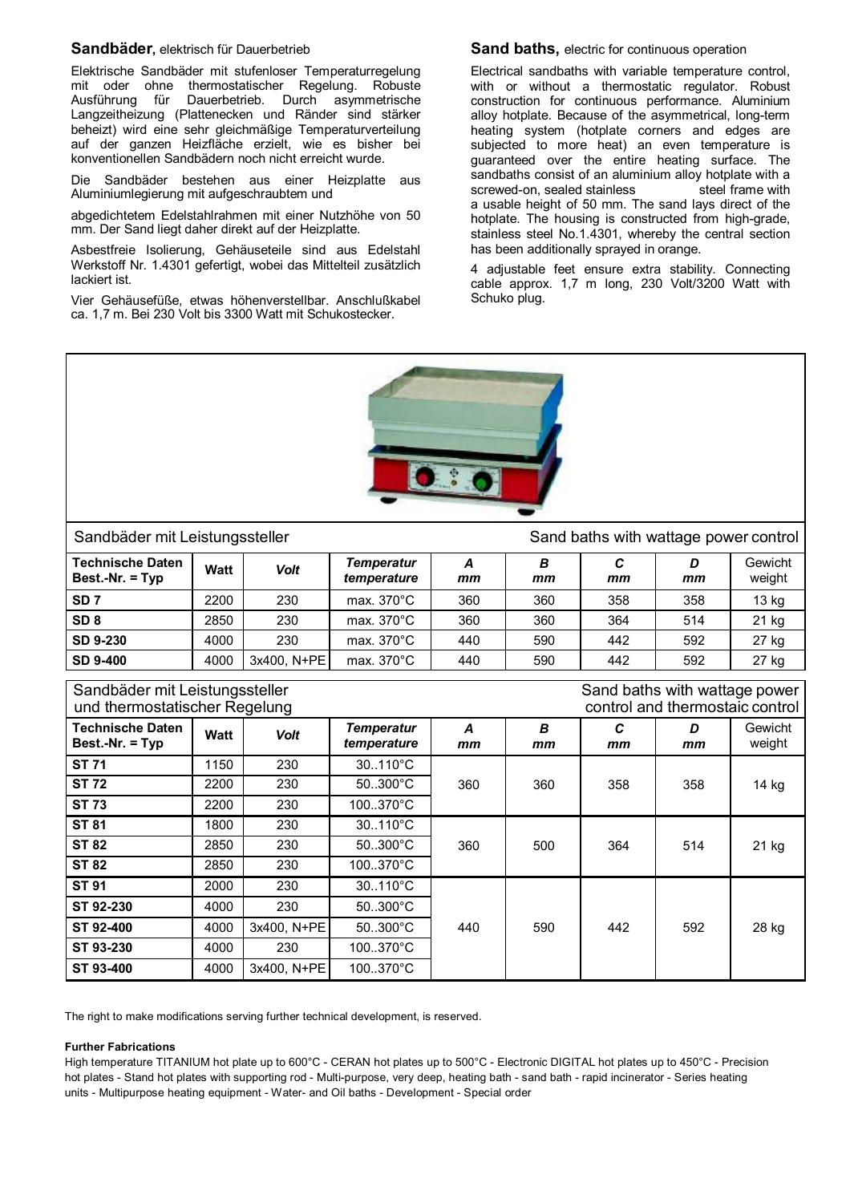## Sandbäder, elektrisch für Dauerbetrieb

Elektrische Sandbäder mit stufenloser Temperaturregelung mit oder ohne thermostatischer Regelung. Robuste Ausführung für Dauerbetrieb. Durch asymmetrische Langzeitheizung (Plattenecken und Ränder sind stärker beheizt) wird eine sehr gleichmäßige Temperaturverteilung auf der ganzen Heizfläche erzielt, wie es bisher bei konventionellen Sandbädern noch nicht erreicht wurde.

Die Sandbäder bestehen aus einer Heizplatte aus Aluminiumlegierung mit aufgeschraubtem und

abgedichtetem Edelstahlrahmen mit einer Nutzhöhe von 50 mm. Der Sand liegt daher direkt auf der Heizplatte.

Asbestfreie Isolierung, Gehäuseteile sind aus Edelstahl Werkstoff Nr. 1.4301 gefertigt, wobei das Mittelteil zusätzlich lackiert ist.

Vier Gehäusefüße, etwas höhenverstellbar. Anschlußkabel ca. 1,7 m. Bei 230 Volt bis 3300 Watt mit Schukostecker.

## Sand baths, electric for continuous operation

Electrical sandbaths with variable temperature control, with or without a thermostatic regulator. Robust construction for continuous performance. Aluminium alloy hotplate. Because of the asymmetrical, long-term heating system (hotplate corners and edges are subjected to more heat) an even temperature is guaranteed over the entire heating surface. The sandbaths consist of an aluminium alloy hotplate with a screwed-on, sealed stainless steel frame with a usable height of 50 mm. The sand lays direct of the hotplate. The housing is constructed from high-grade, stainless steel No.1.4301, whereby the central section has been additionally sprayed in orange.

4 adjustable feet ensure extra stability. Connecting cable approx. 1,7 m long, 230 Volt/3200 Watt with Schuko plug.

Sandbäder mit Leistungssteller — Sand baths with wattage power control

| Technische Daten Best.-Nr. = Typ | Watt | *Volt* | *Temperatur temperature* | *A mm* | *B mm* | *C mm* | *D mm* | Gewicht weight |
|---|---|---|---|---|---|---|---|---|
| **SD 7** | 2200 | 230 | max. 370°C | 360 | 360 | 358 | 358 | 13 kg |
| **SD 8** | 2850 | 230 | max. 370°C | 360 | 360 | 364 | 514 | 21 kg |
| **SD 9-230** | 4000 | 230 | max. 370°C | 440 | 590 | 442 | 592 | 27 kg |
| **SD 9-400** | 4000 | 3x400, N+PE | max. 370°C | 440 | 590 | 442 | 592 | 27 kg |

Sandbäder mit Leistungssteller und thermostatischer Regelung — Sand baths with wattage power control and thermostaic control

| Technische Daten Best.-Nr. = Typ | Watt | *Volt* | *Temperatur temperature* | *A mm* | *B mm* | *C mm* | *D mm* | Gewicht weight |
|---|---|---|---|---|---|---|---|---|
| **ST 71** | 1150 | 230 | 30..110°C | 360 | 360 | 358 | 358 | 14 kg |
| **ST 72** | 2200 | 230 | 50..300°C | | | | | |
| **ST 73** | 2200 | 230 | 100..370°C | | | | | |
| **ST 81** | 1800 | 230 | 30..110°C | 360 | 500 | 364 | 514 | 21 kg |
| **ST 82** | 2850 | 230 | 50..300°C | | | | | |
| **ST 82** | 2850 | 230 | 100..370°C | | | | | |
| **ST 91** | 2000 | 230 | 30..110°C | 440 | 590 | 442 | 592 | 28 kg |
| **ST 92-230** | 4000 | 230 | 50..300°C | | | | | |
| **ST 92-400** | 4000 | 3x400, N+PE | 50..300°C | | | | | |
| **ST 93-230** | 4000 | 230 | 100..370°C | | | | | |
| **ST 93-400** | 4000 | 3x400, N+PE | 100..370°C | | | | | |

The right to make modifications serving further technical development, is reserved.

**Further Fabrications**

High temperature TITANIUM hot plate up to 600°C - CERAN hot plates up to 500°C - Electronic DIGITAL hot plates up to 450°C - Precision hot plates - Stand hot plates with supporting rod - Multi-purpose, very deep, heating bath - sand bath - rapid incinerator - Series heating units - Multipurpose heating equipment - Water- and Oil baths - Development - Special order